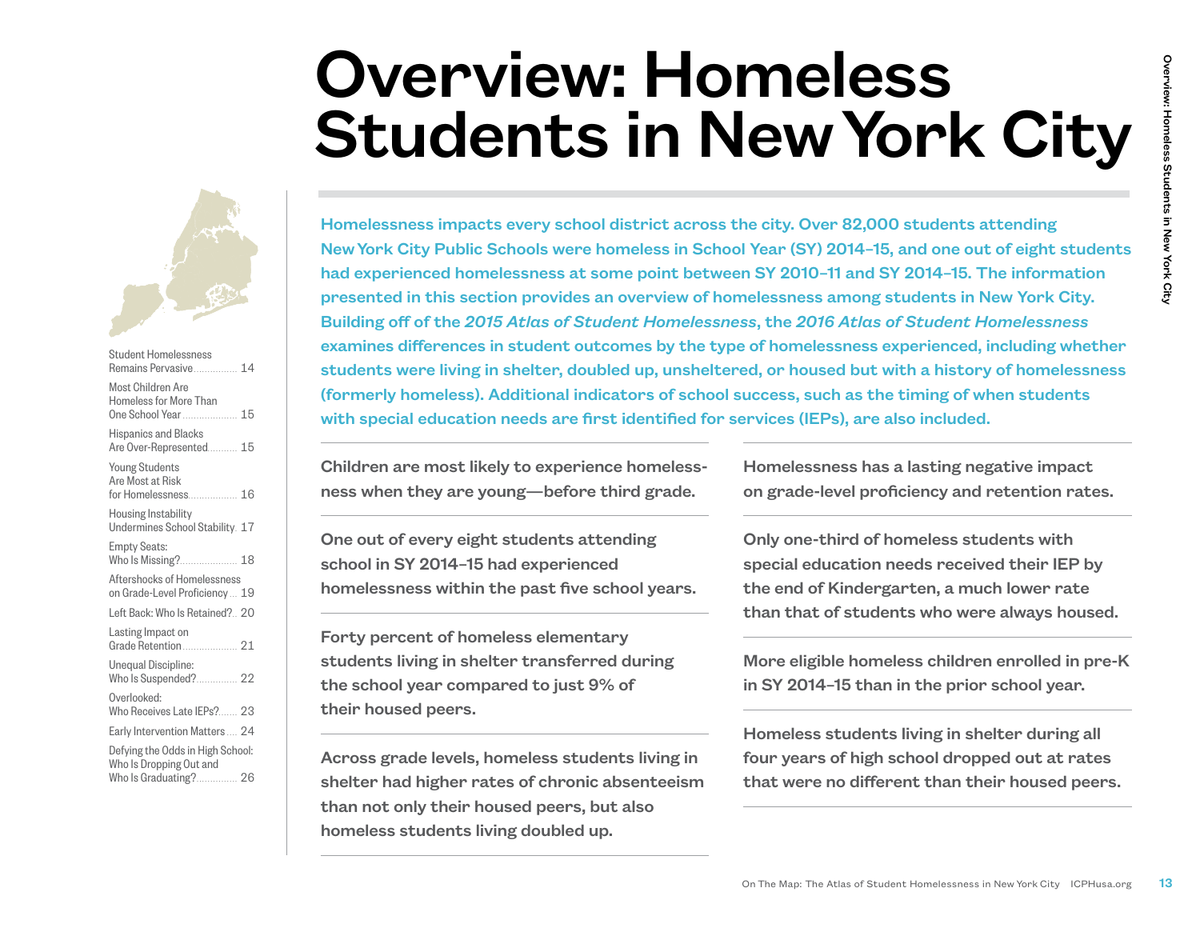# Overview: Homeless Students in New York City

| | |
|---|---|
| Student Homelessness Remains Pervasive | 14 |
| Most Children Are Homeless for More Than One School Year | 15 |
| Hispanics and Blacks Are Over-Represented | 15 |
| Young Students Are Most at Risk for Homelessness | 16 |
| Housing Instability Undermines School Stability | 17 |
| Empty Seats: Who Is Missing? | 18 |
| Aftershocks of Homelessness on Grade-Level Proficiency | 19 |
| Left Back: Who Is Retained? | 20 |
| Lasting Impact on Grade Retention | 21 |
| Unequal Discipline: Who Is Suspended? | 22 |
| Overlooked: Who Receives Late IEPs? | 23 |
| Early Intervention Matters | 24 |
| Defying the Odds in High School: Who Is Dropping Out and Who Is Graduating? | 26 |

**Homelessness impacts every school district across the city. Over 82,000 students attending New York City Public Schools were homeless in School Year (SY) 2014–15, and one out of eight students had experienced homelessness at some point between SY 2010–11 and SY 2014–15. The information presented in this section provides an overview of homelessness among students in New York City. Building off of the *2015 Atlas of Student Homelessness*, the *2016 Atlas of Student Homelessness* examines differences in student outcomes by the type of homelessness experienced, including whether students were living in shelter, doubled up, unsheltered, or housed but with a history of homelessness (formerly homeless). Additional indicators of school success, such as the timing of when students with special education needs are first identified for services (IEPs), are also included.**

Children are most likely to experience homelessness when they are young—before third grade.

One out of every eight students attending school in SY 2014–15 had experienced homelessness within the past five school years.

Forty percent of homeless elementary students living in shelter transferred during the school year compared to just 9% of their housed peers.

Across grade levels, homeless students living in shelter had higher rates of chronic absenteeism than not only their housed peers, but also homeless students living doubled up.

Homelessness has a lasting negative impact on grade-level proficiency and retention rates.

Only one-third of homeless students with special education needs received their IEP by the end of Kindergarten, a much lower rate than that of students who were always housed.

More eligible homeless children enrolled in pre-K in SY 2014–15 than in the prior school year.

Homeless students living in shelter during all four years of high school dropped out at rates that were no different than their housed peers.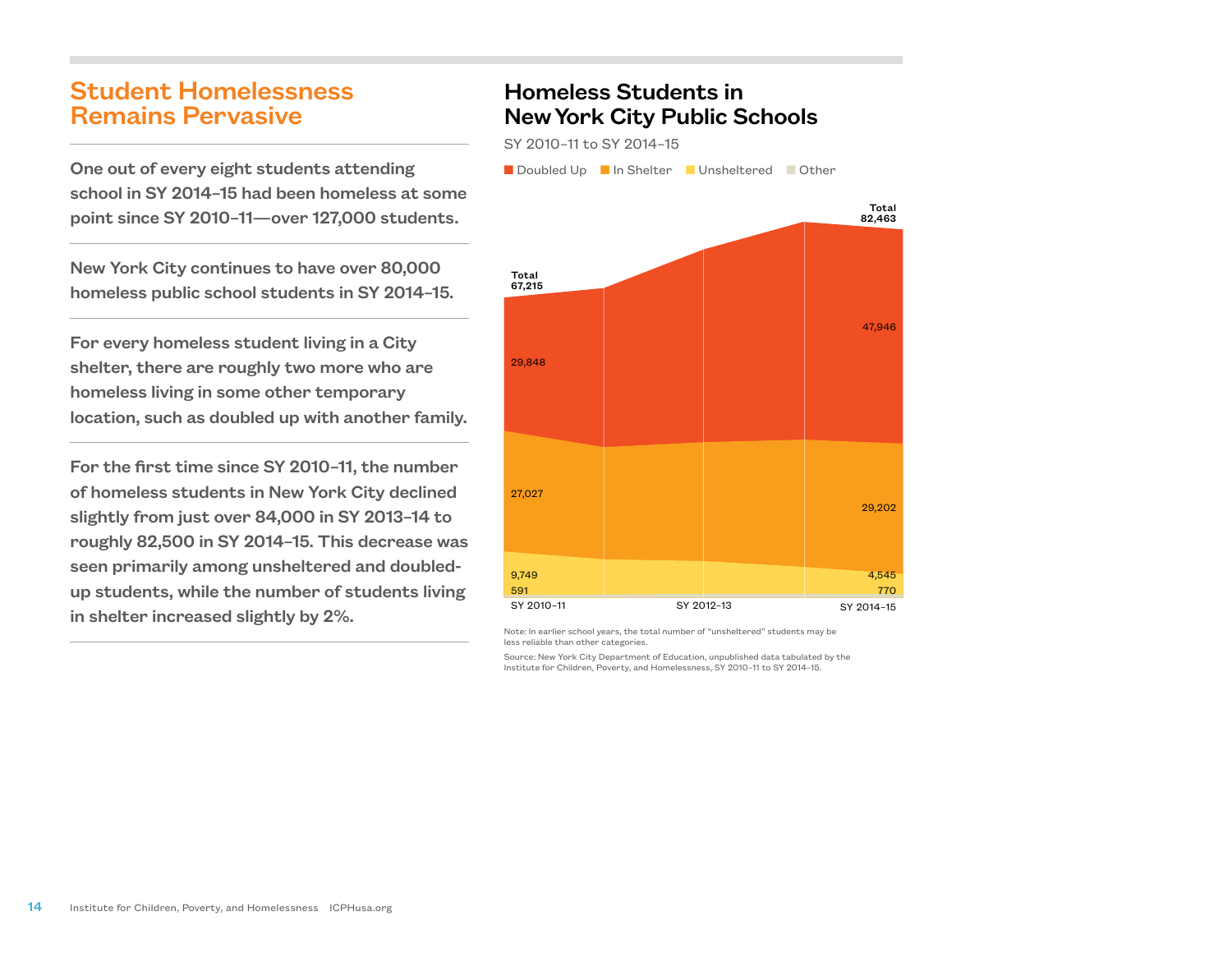## Student Homelessness Remains Pervasive

**One out of every eight students attending school in SY 2014–15 had been homeless at some point since SY 2010–11—over 127,000 students.**

**New York City continues to have over 80,000 homeless public school students in SY 2014–15.**

**For every homeless student living in a City shelter, there are roughly two more who are homeless living in some other temporary location, such as doubled up with another family.**

**For the first time since SY 2010–11, the number of homeless students in New York City declined slightly from just over 84,000 in SY 2013–14 to roughly 82,500 in SY 2014–15. This decrease was seen primarily among unsheltered and doubled-up students, while the number of students living in shelter increased slightly by 2%.**

## Homeless Students in New York City Public Schools

SY 2010–11 to SY 2014–15

Doubled Up | In Shelter | Unsheltered | Other

| | SY 2010–11 | SY 2014–15 |
|---|---|---|
| Doubled Up | 29,848 | 47,946 |
| In Shelter | 27,027 | 29,202 |
| Unsheltered | 9,749 | 4,545 |
| Other | 591 | 770 |
| Total | 67,215 | 82,463 |

Note: In earlier school years, the total number of "unsheltered" students may be less reliable than other categories.

Source: New York City Department of Education, unpublished data tabulated by the Institute for Children, Poverty, and Homelessness, SY 2010–11 to SY 2014–15.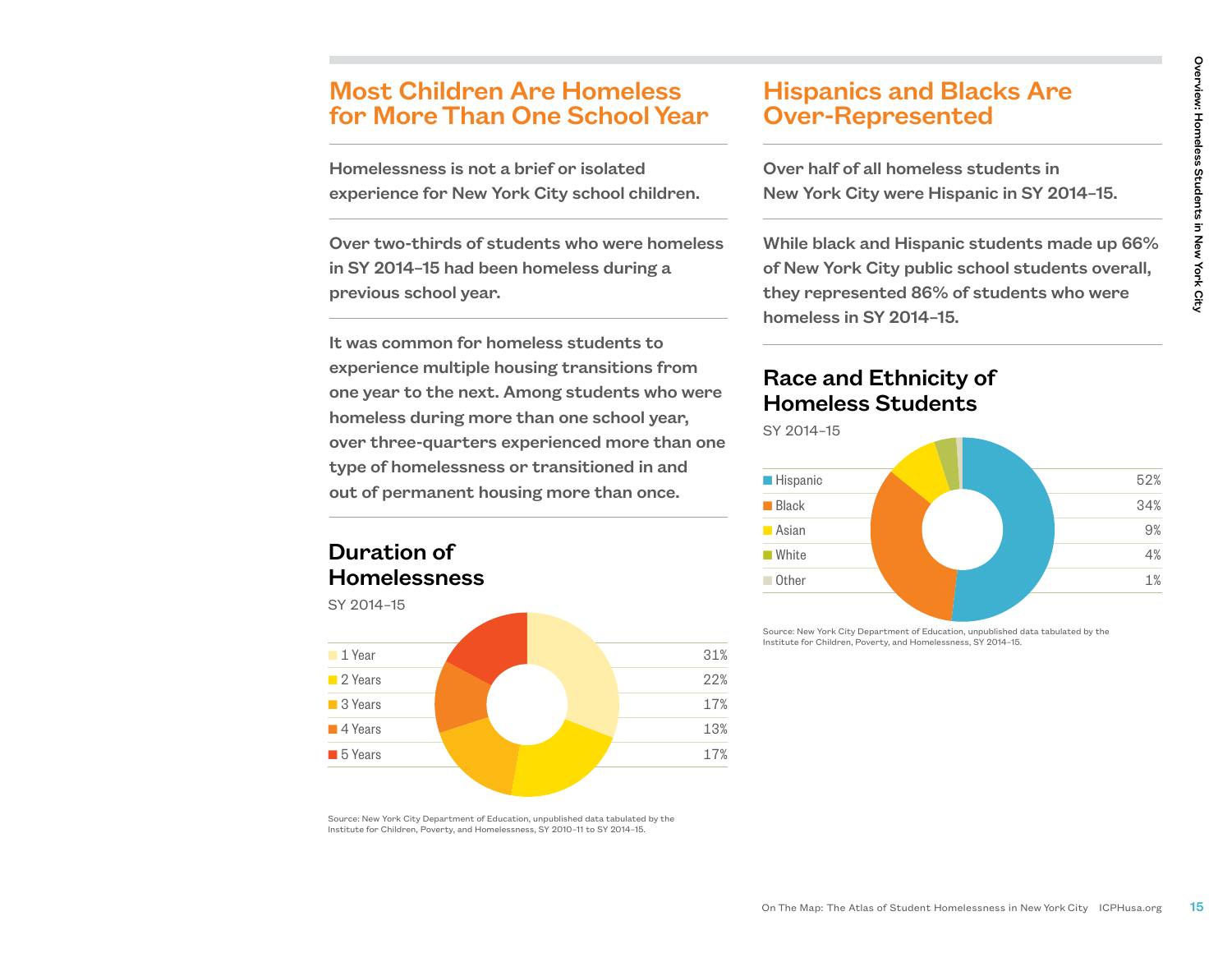## Most Children Are Homeless for More Than One School Year

**Homelessness is not a brief or isolated experience for New York City school children.**

**Over two-thirds of students who were homeless in SY 2014–15 had been homeless during a previous school year.**

**It was common for homeless students to experience multiple housing transitions from one year to the next. Among students who were homeless during more than one school year, over three-quarters experienced more than one type of homelessness or transitioned in and out of permanent housing more than once.**

### Duration of Homelessness

SY 2014–15

| Duration | Percent |
|---|---|
| 1 Year | 31% |
| 2 Years | 22% |
| 3 Years | 17% |
| 4 Years | 13% |
| 5 Years | 17% |

Source: New York City Department of Education, unpublished data tabulated by the Institute for Children, Poverty, and Homelessness, SY 2010–11 to SY 2014–15.

## Hispanics and Blacks Are Over-Represented

**Over half of all homeless students in New York City were Hispanic in SY 2014–15.**

**While black and Hispanic students made up 66% of New York City public school students overall, they represented 86% of students who were homeless in SY 2014–15.**

### Race and Ethnicity of Homeless Students

SY 2014–15

| Race/Ethnicity | Percent |
|---|---|
| Hispanic | 52% |
| Black | 34% |
| Asian | 9% |
| White | 4% |
| Other | 1% |

Source: New York City Department of Education, unpublished data tabulated by the Institute for Children, Poverty, and Homelessness, SY 2014–15.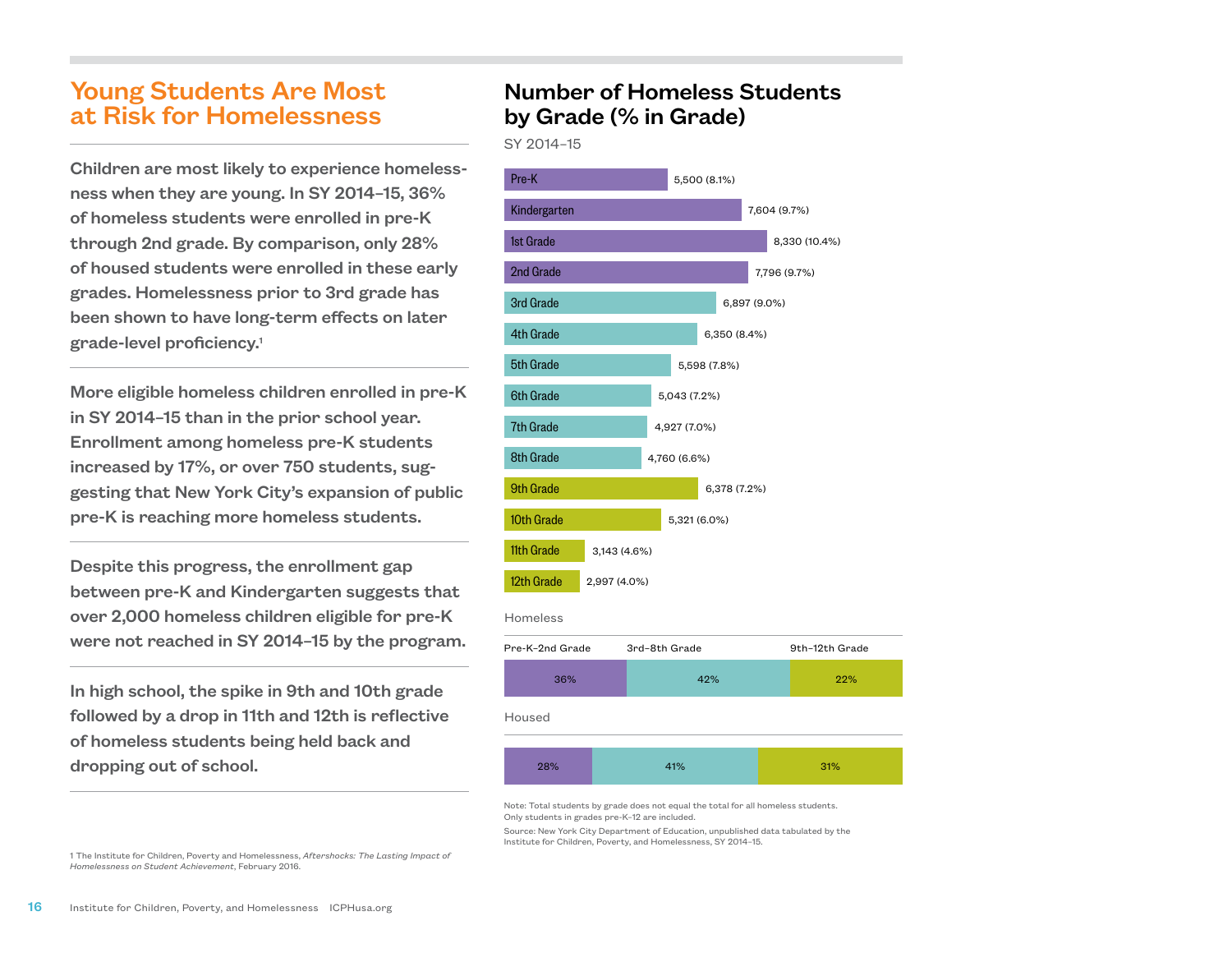## Young Students Are Most at Risk for Homelessness

**Children are most likely to experience homelessness when they are young. In SY 2014–15, 36% of homeless students were enrolled in pre-K through 2nd grade. By comparison, only 28% of housed students were enrolled in these early grades. Homelessness prior to 3rd grade has been shown to have long-term effects on later grade-level proficiency.[1]**

**More eligible homeless children enrolled in pre-K in SY 2014–15 than in the prior school year. Enrollment among homeless pre-K students increased by 17%, or over 750 students, suggesting that New York City's expansion of public pre-K is reaching more homeless students.**

**Despite this progress, the enrollment gap between pre-K and Kindergarten suggests that over 2,000 homeless children eligible for pre-K were not reached in SY 2014–15 by the program.**

**In high school, the spike in 9th and 10th grade followed by a drop in 11th and 12th is reflective of homeless students being held back and dropping out of school.**

1 The Institute for Children, Poverty and Homelessness, *Aftershocks: The Lasting Impact of Homelessness on Student Achievement*, February 2016.

## Number of Homeless Students by Grade (% in Grade)

SY 2014–15

| Grade | Number of Homeless Students (% in Grade) |
| --- | --- |
| Pre-K | 5,500 (8.1%) |
| Kindergarten | 7,604 (9.7%) |
| 1st Grade | 8,330 (10.4%) |
| 2nd Grade | 7,796 (9.7%) |
| 3rd Grade | 6,897 (9.0%) |
| 4th Grade | 6,350 (8.4%) |
| 5th Grade | 5,598 (7.8%) |
| 6th Grade | 5,043 (7.2%) |
| 7th Grade | 4,927 (7.0%) |
| 8th Grade | 4,760 (6.6%) |
| 9th Grade | 6,378 (7.2%) |
| 10th Grade | 5,321 (6.0%) |
| 11th Grade | 3,143 (4.6%) |
| 12th Grade | 2,997 (4.0%) |

| | Pre-K–2nd Grade | 3rd–8th Grade | 9th–12th Grade |
| --- | --- | --- | --- |
| Homeless | 36% | 42% | 22% |
| Housed | 28% | 41% | 31% |

Note: Total students by grade does not equal the total for all homeless students. Only students in grades pre-K–12 are included.

Source: New York City Department of Education, unpublished data tabulated by the Institute for Children, Poverty, and Homelessness, SY 2014–15.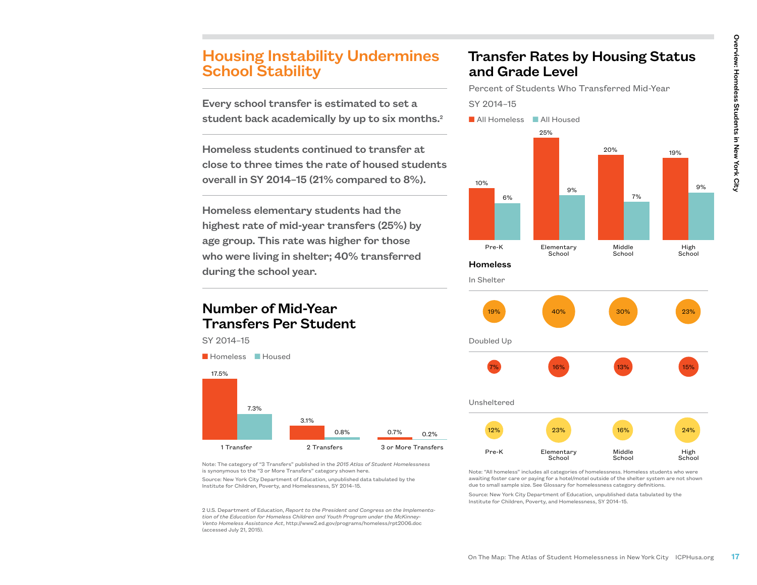## Housing Instability Undermines School Stability

**Every school transfer is estimated to set a student back academically by up to six months.[2]**

**Homeless students continued to transfer at close to three times the rate of housed students overall in SY 2014–15 (21% compared to 8%).**

**Homeless elementary students had the highest rate of mid-year transfers (25%) by age group. This rate was higher for those who were living in shelter; 40% transferred during the school year.**

### Number of Mid-Year Transfers Per Student

SY 2014–15

| | Homeless | Housed |
|---|---|---|
| 1 Transfer | 17.5% | 7.3% |
| 2 Transfers | 3.1% | 0.8% |
| 3 or More Transfers | 0.7% | 0.2% |

Note: The category of "3 Transfers" published in the *2015 Atlas of Student Homelessness* is synonymous to the "3 or More Transfers" category shown here.

Source: New York City Department of Education, unpublished data tabulated by the Institute for Children, Poverty, and Homelessness, SY 2014–15.

2 U.S. Department of Education, *Report to the President and Congress on the Implementation of the Education for Homeless Children and Youth Program under the McKinney-Vento Homeless Assistance Act*, http://www2.ed.gov/programs/homeless/rpt2006.doc (accessed July 21, 2015).

### Transfer Rates by Housing Status and Grade Level

Percent of Students Who Transferred Mid-Year

SY 2014–15

| | Pre-K | Elementary School | Middle School | High School |
|---|---|---|---|---|
| All Homeless | 10% | 25% | 20% | 19% |
| All Housed | 6% | 9% | 7% | 9% |

**Homeless**

| | Pre-K | Elementary School | Middle School | High School |
|---|---|---|---|---|
| In Shelter | 19% | 40% | 30% | 23% |
| Doubled Up | 7% | 16% | 13% | 15% |
| Unsheltered | 12% | 23% | 16% | 24% |

Note: "All homeless" includes all categories of homelessness. Homeless students who were awaiting foster care or paying for a hotel/motel outside of the shelter system are not shown due to small sample size. See Glossary for homelessness category definitions.

Source: New York City Department of Education, unpublished data tabulated by the Institute for Children, Poverty, and Homelessness, SY 2014–15.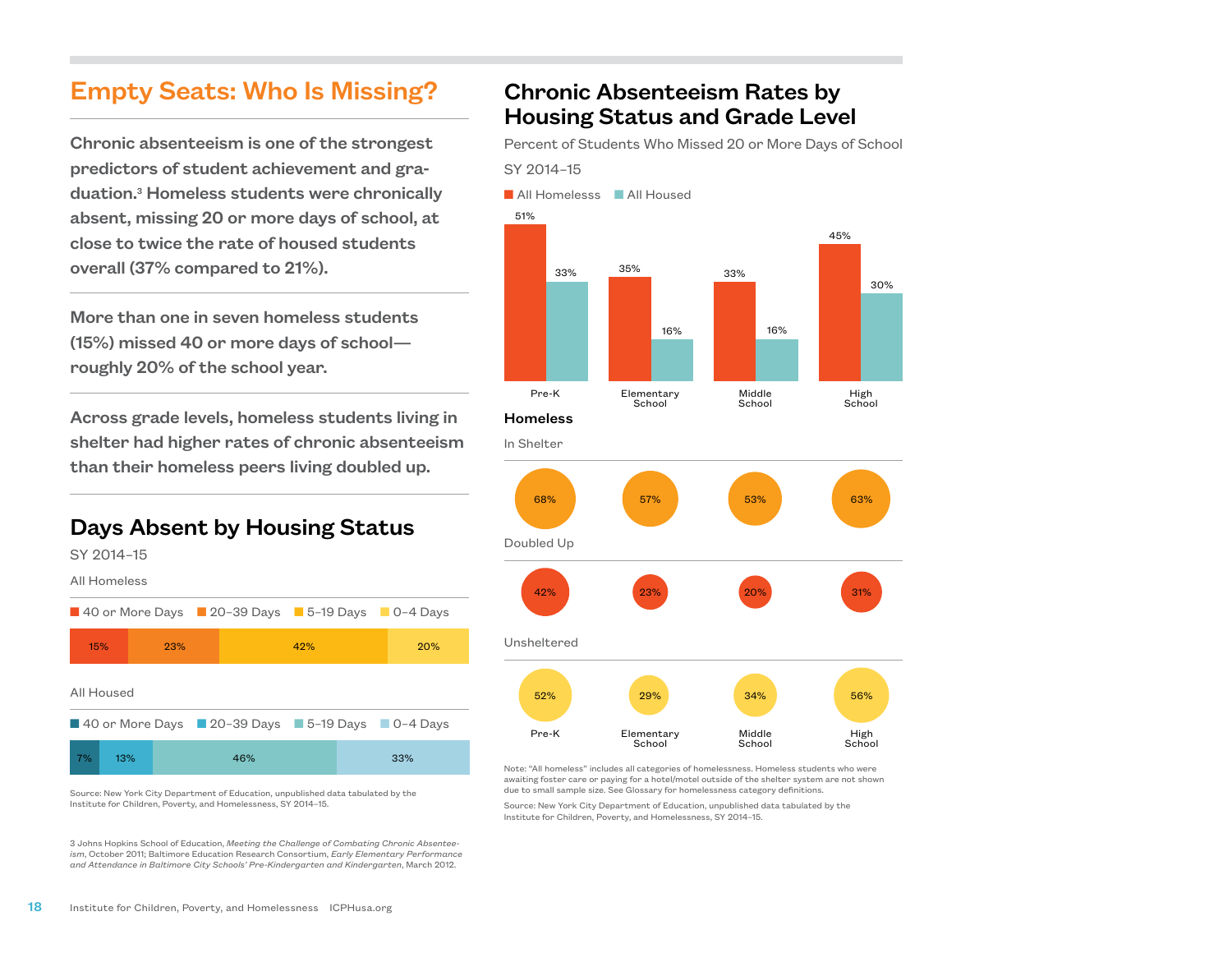# Empty Seats: Who Is Missing?

**Chronic absenteeism is one of the strongest predictors of student achievement and graduation.[3] Homeless students were chronically absent, missing 20 or more days of school, at close to twice the rate of housed students overall (37% compared to 21%).**

**More than one in seven homeless students (15%) missed 40 or more days of school—roughly 20% of the school year.**

**Across grade levels, homeless students living in shelter had higher rates of chronic absenteeism than their homeless peers living doubled up.**

## Days Absent by Housing Status

SY 2014–15

| | 40 or More Days | 20–39 Days | 5–19 Days | 0–4 Days |
|---|---|---|---|---|
| All Homeless | 15% | 23% | 42% | 20% |
| All Housed | 7% | 13% | 46% | 33% |

Source: New York City Department of Education, unpublished data tabulated by the Institute for Children, Poverty, and Homelessness, SY 2014–15.

## Chronic Absenteeism Rates by Housing Status and Grade Level

Percent of Students Who Missed 20 or More Days of School

SY 2014–15

| | Pre-K | Elementary School | Middle School | High School |
|---|---|---|---|---|
| All Homelesss | 51% | 35% | 33% | 45% |
| All Housed | 33% | 16% | 16% | 30% |

**Homeless**

| | Pre-K | Elementary School | Middle School | High School |
|---|---|---|---|---|
| In Shelter | 68% | 57% | 53% | 63% |
| Doubled Up | 42% | 23% | 20% | 31% |
| Unsheltered | 52% | 29% | 34% | 56% |

Note: "All homeless" includes all categories of homelessness. Homeless students who were awaiting foster care or paying for a hotel/motel outside of the shelter system are not shown due to small sample size. See Glossary for homelessness category definitions.

Source: New York City Department of Education, unpublished data tabulated by the Institute for Children, Poverty, and Homelessness, SY 2014–15.

3 Johns Hopkins School of Education, *Meeting the Challenge of Combating Chronic Absenteeism*, October 2011; Baltimore Education Research Consortium, *Early Elementary Performance and Attendance in Baltimore City Schools' Pre-Kindergarten and Kindergarten*, March 2012.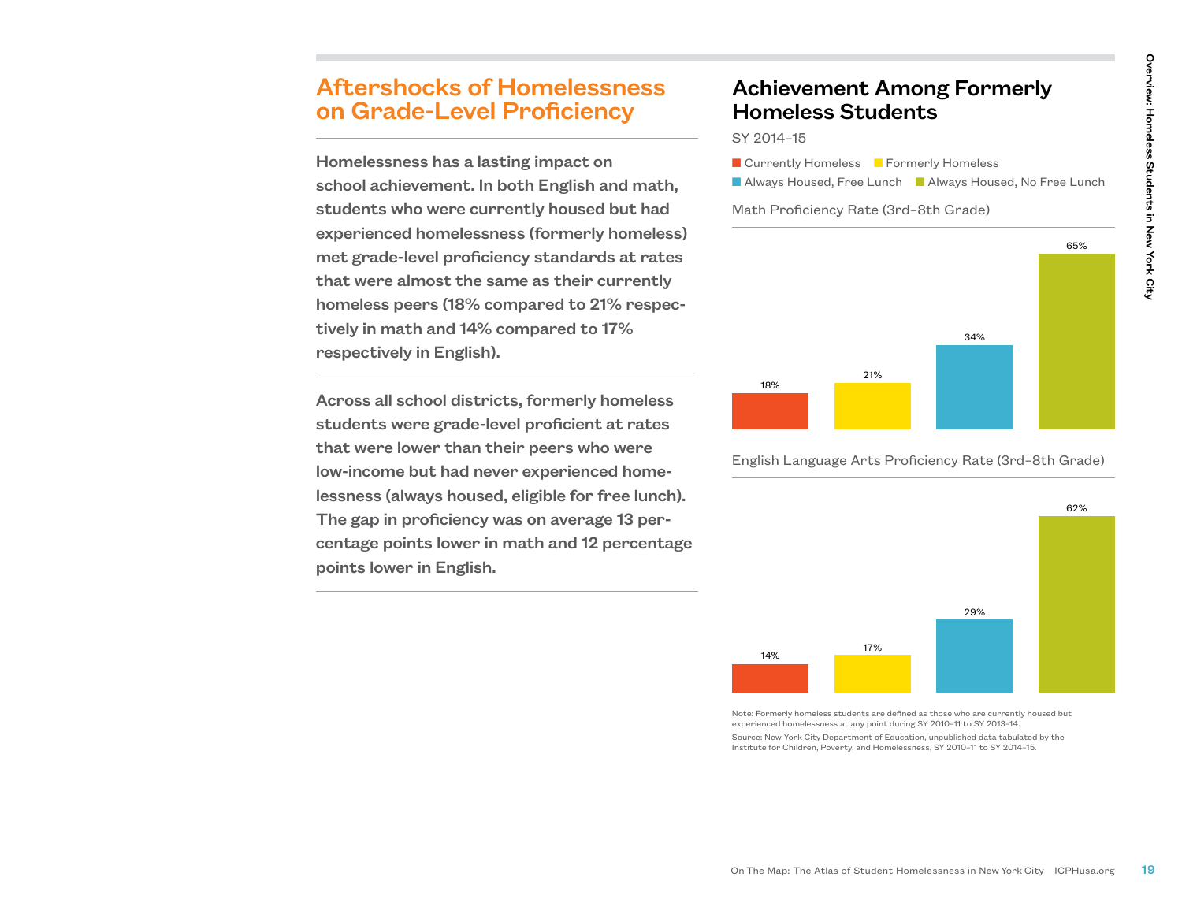## Aftershocks of Homelessness on Grade-Level Proficiency

**Homelessness has a lasting impact on school achievement. In both English and math, students who were currently housed but had experienced homelessness (formerly homeless) met grade-level proficiency standards at rates that were almost the same as their currently homeless peers (18% compared to 21% respectively in math and 14% compared to 17% respectively in English).**

**Across all school districts, formerly homeless students were grade-level proficient at rates that were lower than their peers who were low-income but had never experienced homelessness (always housed, eligible for free lunch). The gap in proficiency was on average 13 percentage points lower in math and 12 percentage points lower in English.**

## Achievement Among Formerly Homeless Students

SY 2014–15

Math Proficiency Rate (3rd–8th Grade)

| Currently Homeless | Formerly Homeless | Always Housed, Free Lunch | Always Housed, No Free Lunch |
|---|---|---|---|
| 18% | 21% | 34% | 65% |

English Language Arts Proficiency Rate (3rd–8th Grade)

| Currently Homeless | Formerly Homeless | Always Housed, Free Lunch | Always Housed, No Free Lunch |
|---|---|---|---|
| 14% | 17% | 29% | 62% |

Note: Formerly homeless students are defined as those who are currently housed but experienced homelessness at any point during SY 2010–11 to SY 2013–14.

Source: New York City Department of Education, unpublished data tabulated by the Institute for Children, Poverty, and Homelessness, SY 2010–11 to SY 2014–15.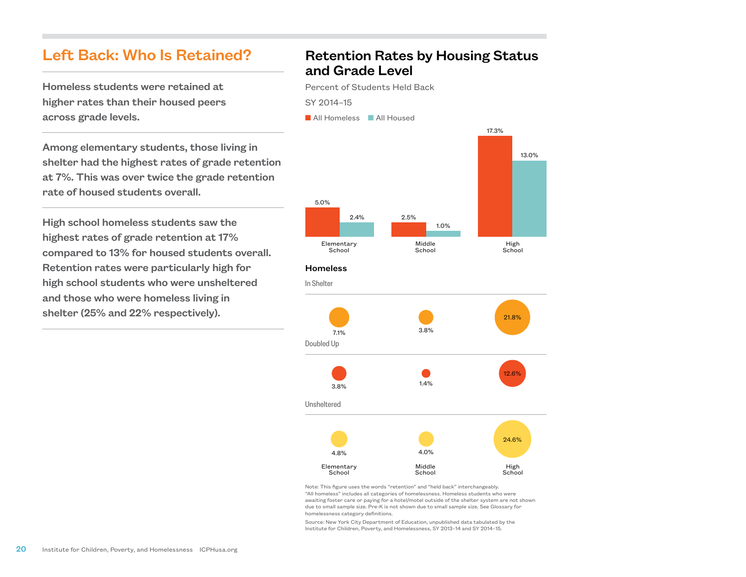## Left Back: Who Is Retained?

**Homeless students were retained at higher rates than their housed peers across grade levels.**

**Among elementary students, those living in shelter had the highest rates of grade retention at 7%. This was over twice the grade retention rate of housed students overall.**

**High school homeless students saw the highest rates of grade retention at 17% compared to 13% for housed students overall. Retention rates were particularly high for high school students who were unsheltered and those who were homeless living in shelter (25% and 22% respectively).**

## Retention Rates by Housing Status and Grade Level

Percent of Students Held Back

SY 2014–15

| | Elementary School | Middle School | High School |
|---|---|---|---|
| All Homeless | 5.0% | 2.5% | 17.3% |
| All Housed | 2.4% | 1.0% | 13.0% |

**Homeless**

| | Elementary School | Middle School | High School |
|---|---|---|---|
| In Shelter | 7.1% | 3.8% | 21.8% |
| Doubled Up | 3.8% | 1.4% | 12.6% |
| Unsheltered | 4.8% | 4.0% | 24.6% |

Note: This figure uses the words "retention" and "held back" interchangeably. "All homeless" includes all categories of homelessness. Homeless students who were awaiting foster care or paying for a hotel/motel outside of the shelter system are not shown due to small sample size. Pre-K is not shown due to small sample size. See Glossary for homelessness category definitions.

Source: New York City Department of Education, unpublished data tabulated by the Institute for Children, Poverty, and Homelessness, SY 2013–14 and SY 2014–15.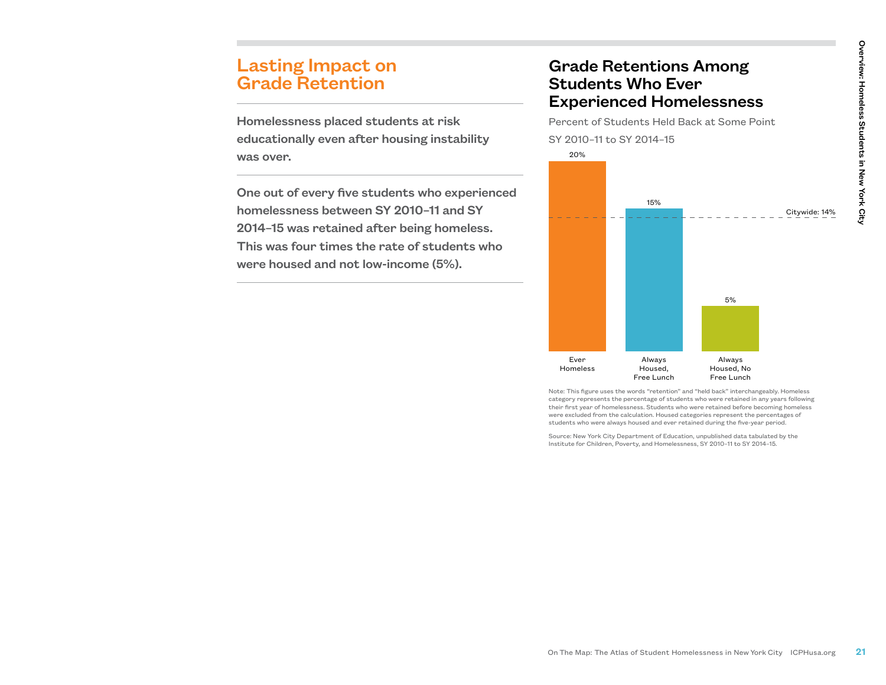## Lasting Impact on Grade Retention

**Homelessness placed students at risk educationally even after housing instability was over.**

**One out of every five students who experienced homelessness between SY 2010–11 and SY 2014–15 was retained after being homeless. This was four times the rate of students who were housed and not low-income (5%).**

## Grade Retentions Among Students Who Ever Experienced Homelessness

Percent of Students Held Back at Some Point

SY 2010–11 to SY 2014–15

| Category | Percent |
| --- | --- |
| Ever Homeless | 20% |
| Always Housed, Free Lunch | 15% |
| Always Housed, No Free Lunch | 5% |

Citywide: 14%

Note: This figure uses the words "retention" and "held back" interchangeably. Homeless category represents the percentage of students who were retained in any years following their first year of homelessness. Students who were retained before becoming homeless were excluded from the calculation. Housed categories represent the percentages of students who were always housed and ever retained during the five-year period.

Source: New York City Department of Education, unpublished data tabulated by the Institute for Children, Poverty, and Homelessness, SY 2010–11 to SY 2014–15.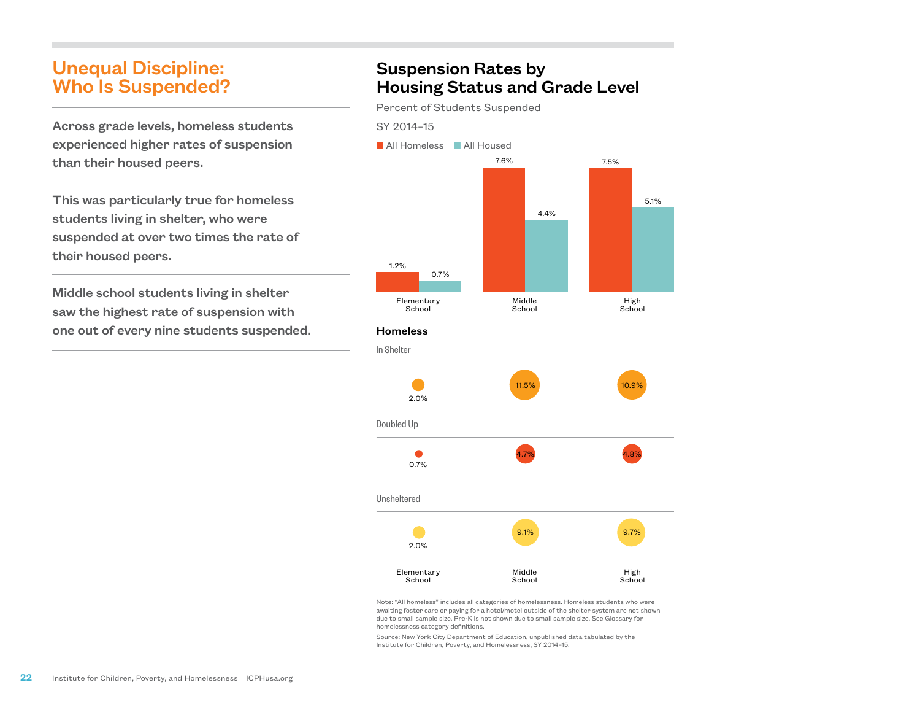# Unequal Discipline: Who Is Suspended?

**Across grade levels, homeless students experienced higher rates of suspension than their housed peers.**

**This was particularly true for homeless students living in shelter, who were suspended at over two times the rate of their housed peers.**

**Middle school students living in shelter saw the highest rate of suspension with one out of every nine students suspended.**

## Suspension Rates by Housing Status and Grade Level

Percent of Students Suspended

SY 2014–15

| | Elementary School | Middle School | High School |
|---|---|---|---|
| All Homeless | 1.2% | 7.6% | 7.5% |
| All Housed | 0.7% | 4.4% | 5.1% |

### Homeless

| | Elementary School | Middle School | High School |
|---|---|---|---|
| In Shelter | 2.0% | 11.5% | 10.9% |
| Doubled Up | 0.7% | 4.7% | 4.8% |
| Unsheltered | 2.0% | 9.1% | 9.7% |

Note: "All homeless" includes all categories of homelessness. Homeless students who were awaiting foster care or paying for a hotel/motel outside of the shelter system are not shown due to small sample size. Pre-K is not shown due to small sample size. See Glossary for homelessness category definitions.

Source: New York City Department of Education, unpublished data tabulated by the Institute for Children, Poverty, and Homelessness, SY 2014–15.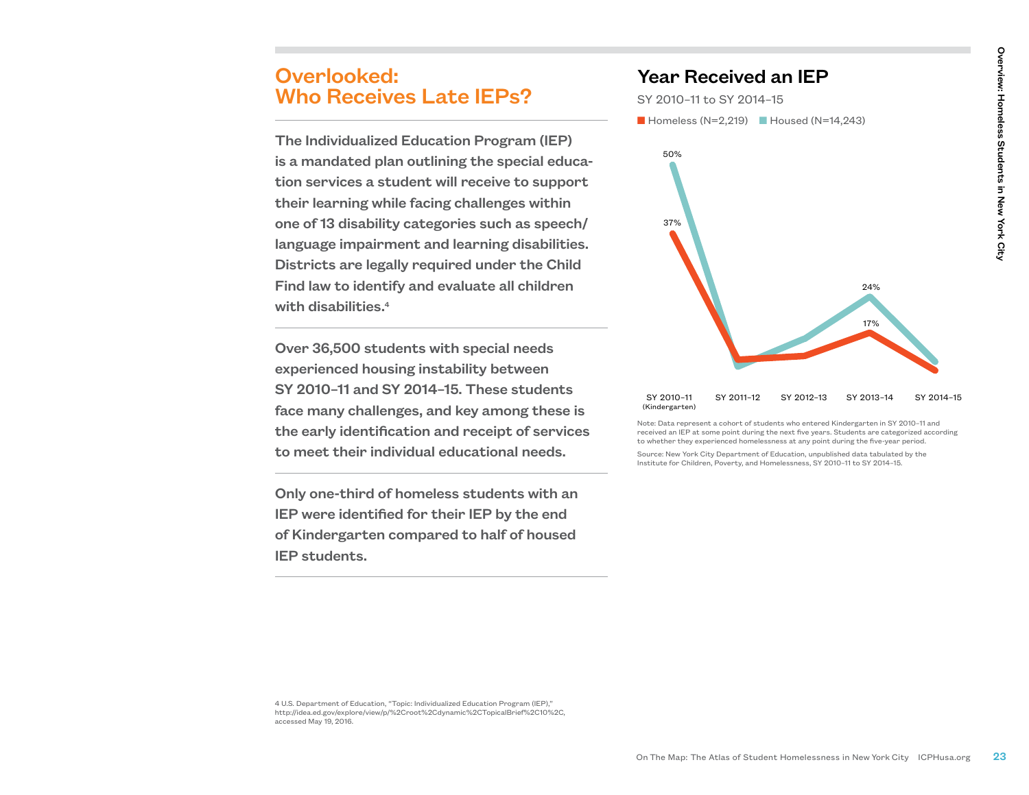## Overlooked: Who Receives Late IEPs?

**The Individualized Education Program (IEP) is a mandated plan outlining the special education services a student will receive to support their learning while facing challenges within one of 13 disability categories such as speech/language impairment and learning disabilities. Districts are legally required under the Child Find law to identify and evaluate all children with disabilities.[4]**

**Over 36,500 students with special needs experienced housing instability between SY 2010–11 and SY 2014–15. These students face many challenges, and key among these is the early identification and receipt of services to meet their individual educational needs.**

**Only one-third of homeless students with an IEP were identified for their IEP by the end of Kindergarten compared to half of housed IEP students.**

## Year Received an IEP

SY 2010–11 to SY 2014–15

Homeless (N=2,219) | Housed (N=14,243)

| | SY 2010–11 (Kindergarten) | SY 2011–12 | SY 2012–13 | SY 2013–14 | SY 2014–15 |
|---|---|---|---|---|---|
| Homeless | 37% | | | 17% | |
| Housed | 50% | | | 24% | |

Note: Data represent a cohort of students who entered Kindergarten in SY 2010–11 and received an IEP at some point during the next five years. Students are categorized according to whether they experienced homelessness at any point during the five-year period.

Source: New York City Department of Education, unpublished data tabulated by the Institute for Children, Poverty, and Homelessness, SY 2010–11 to SY 2014–15.

4 U.S. Department of Education, "Topic: Individualized Education Program (IEP)," http://idea.ed.gov/explore/view/p/%2Croot%2Cdynamic%2CTopicalBrief%2C10%2C, accessed May 19, 2016.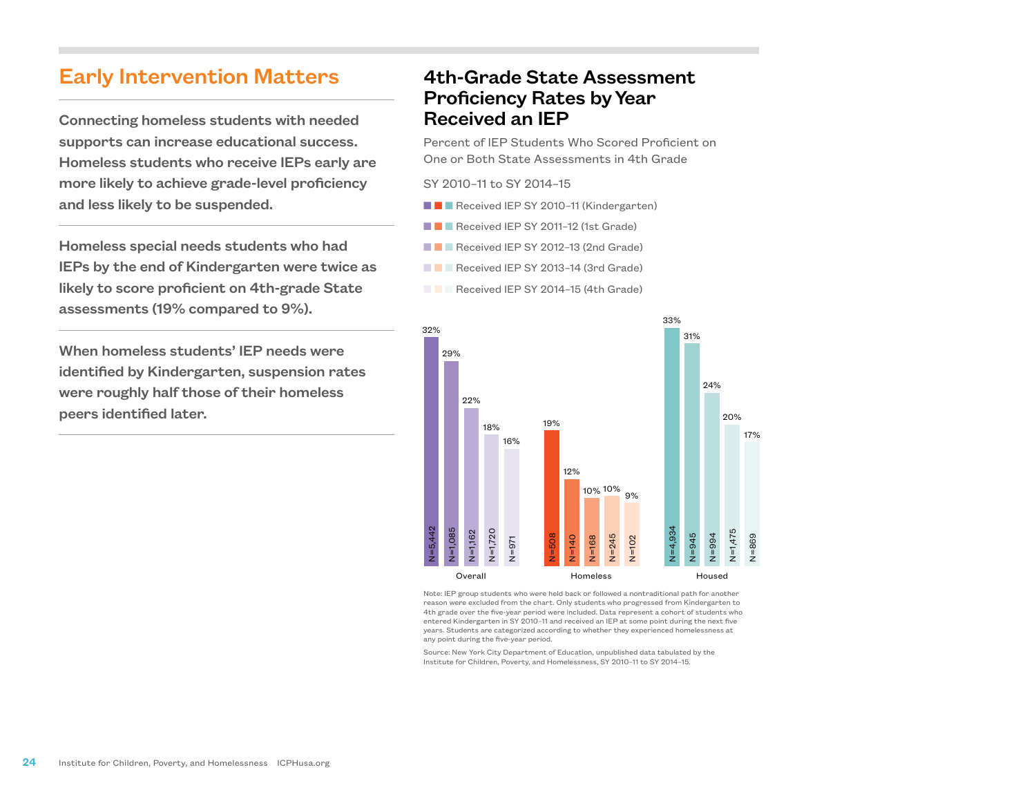## Early Intervention Matters

**Connecting homeless students with needed supports can increase educational success. Homeless students who receive IEPs early are more likely to achieve grade-level proficiency and less likely to be suspended.**

**Homeless special needs students who had IEPs by the end of Kindergarten were twice as likely to score proficient on 4th-grade State assessments (19% compared to 9%).**

**When homeless students' IEP needs were identified by Kindergarten, suspension rates were roughly half those of their homeless peers identified later.**

## 4th-Grade State Assessment Proficiency Rates by Year Received an IEP

Percent of IEP Students Who Scored Proficient on One or Both State Assessments in 4th Grade

SY 2010–11 to SY 2014–15

| Received IEP | Overall | Homeless | Housed |
|---|---|---|---|
| SY 2010–11 (Kindergarten) | 32% (N=5,442) | 19% (N=508) | 33% (N=4,934) |
| SY 2011–12 (1st Grade) | 29% (N=1,085) | 12% (N=140) | 31% (N=945) |
| SY 2012–13 (2nd Grade) | 22% (N=1,162) | 10% (N=168) | 24% (N=994) |
| SY 2013–14 (3rd Grade) | 18% (N=1,720) | 10% (N=245) | 20% (N=1,475) |
| SY 2014–15 (4th Grade) | 16% (N=971) | 9% (N=102) | 17% (N=869) |

Note: IEP group students who were held back or followed a nontraditional path for another reason were excluded from the chart. Only students who progressed from Kindergarten to 4th grade over the five-year period were included. Data represent a cohort of students who entered Kindergarten in SY 2010–11 and received an IEP at some point during the next five years. Students are categorized according to whether they experienced homelessness at any point during the five-year period.

Source: New York City Department of Education, unpublished data tabulated by the Institute for Children, Poverty, and Homelessness, SY 2010–11 to SY 2014–15.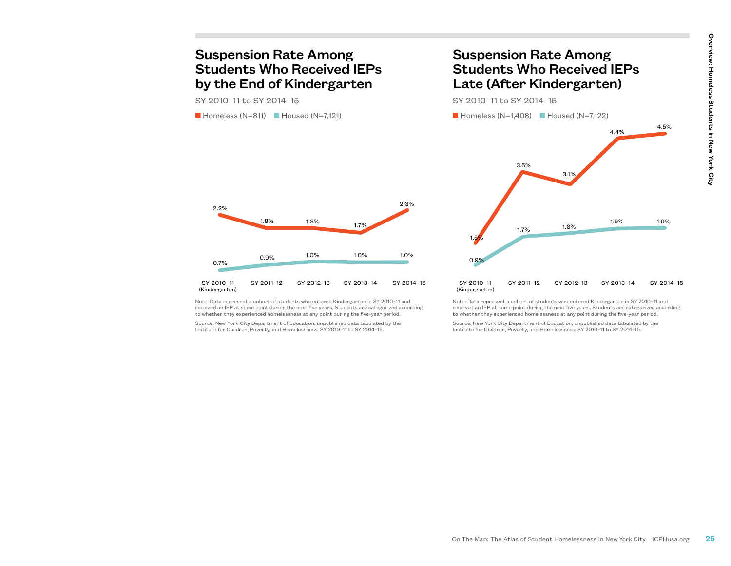## Suspension Rate Among Students Who Received IEPs by the End of Kindergarten

SY 2010–11 to SY 2014–15

Homeless (N=811) Housed (N=7,121)

| | SY 2010–11 (Kindergarten) | SY 2011–12 | SY 2012–13 | SY 2013–14 | SY 2014–15 |
|---|---|---|---|---|---|
| Homeless | 2.2% | 1.8% | 1.8% | 1.7% | 2.3% |
| Housed | 0.7% | 0.9% | 1.0% | 1.0% | 1.0% |

Note: Data represent a cohort of students who entered Kindergarten in SY 2010–11 and received an IEP at some point during the next five years. Students are categorized according to whether they experienced homelessness at any point during the five-year period.

Source: New York City Department of Education, unpublished data tabulated by the Institute for Children, Poverty, and Homelessness, SY 2010–11 to SY 2014–15.

## Suspension Rate Among Students Who Received IEPs Late (After Kindergarten)

SY 2010–11 to SY 2014–15

Homeless (N=1,408) Housed (N=7,122)

| | SY 2010–11 (Kindergarten) | SY 2011–12 | SY 2012–13 | SY 2013–14 | SY 2014–15 |
|---|---|---|---|---|---|
| Homeless | 1.5% | 3.5% | 3.1% | 4.4% | 4.5% |
| Housed | 0.9% | 1.7% | 1.8% | 1.9% | 1.9% |

Note: Data represent a cohort of students who entered Kindergarten in SY 2010–11 and received an IEP at some point during the next five years. Students are categorized according to whether they experienced homelessness at any point during the five-year period.

Source: New York City Department of Education, unpublished data tabulated by the Institute for Children, Poverty, and Homelessness, SY 2010–11 to SY 2014–15.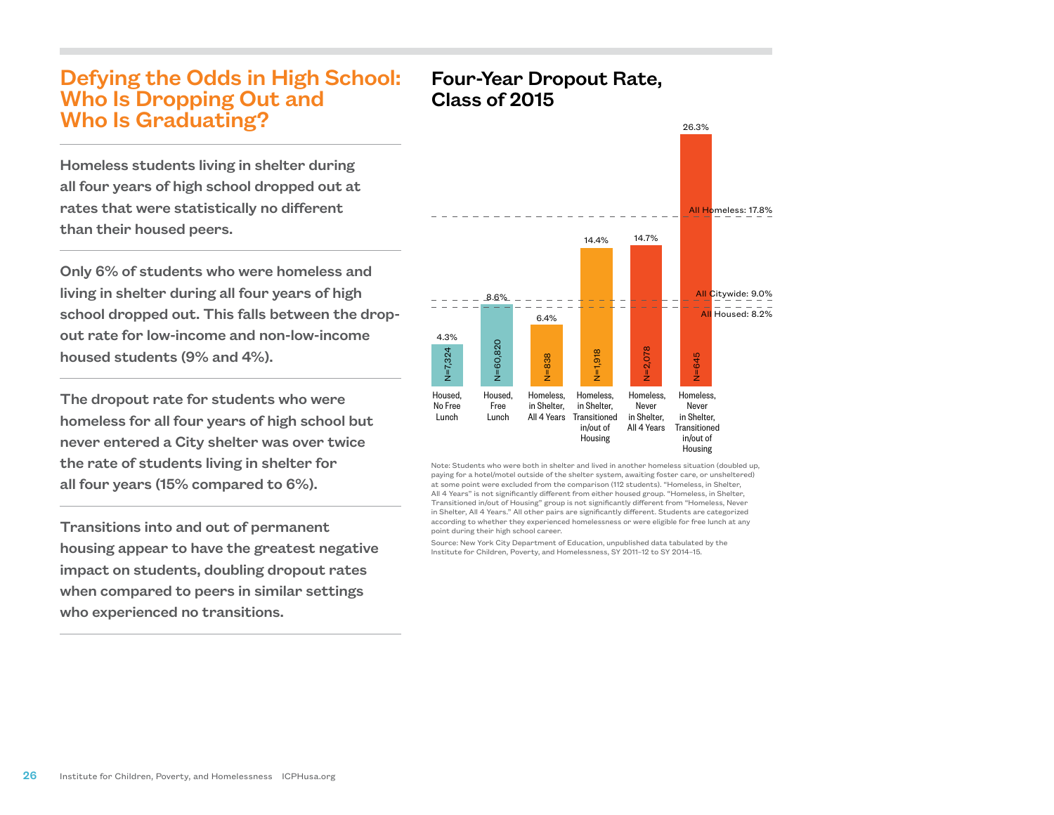## Defying the Odds in High School: Who Is Dropping Out and Who Is Graduating?

**Homeless students living in shelter during all four years of high school dropped out at rates that were statistically no different than their housed peers.**

**Only 6% of students who were homeless and living in shelter during all four years of high school dropped out. This falls between the drop-out rate for low-income and non-low-income housed students (9% and 4%).**

**The dropout rate for students who were homeless for all four years of high school but never entered a City shelter was over twice the rate of students living in shelter for all four years (15% compared to 6%).**

**Transitions into and out of permanent housing appear to have the greatest negative impact on students, doubling dropout rates when compared to peers in similar settings who experienced no transitions.**

## Four-Year Dropout Rate, Class of 2015

| Group | Dropout Rate | N |
|---|---|---|
| Housed, No Free Lunch | 4.3% | N=7,324 |
| Housed, Free Lunch | 8.6% | N=60,820 |
| Homeless, in Shelter, All 4 Years | 6.4% | N=838 |
| Homeless, in Shelter, Transitioned in/out of Housing | 14.4% | N=1,918 |
| Homeless, Never in Shelter, All 4 Years | 14.7% | N=2,078 |
| Homeless, Never in Shelter, Transitioned in/out of Housing | 26.3% | N=645 |

Reference lines: All Homeless: 17.8%; All Citywide: 9.0%; All Housed: 8.2%

Note: Students who were both in shelter and lived in another homeless situation (doubled up, paying for a hotel/motel outside of the shelter system, awaiting foster care, or unsheltered) at some point were excluded from the comparison (112 students). "Homeless, in Shelter, All 4 Years" is not significantly different from either housed group. "Homeless, in Shelter, Transitioned in/out of Housing" group is not significantly different from "Homeless, Never in Shelter, All 4 Years." All other pairs are significantly different. Students are categorized according to whether they experienced homelessness or were eligible for free lunch at any point during their high school career.

Source: New York City Department of Education, unpublished data tabulated by the Institute for Children, Poverty, and Homelessness, SY 2011–12 to SY 2014–15.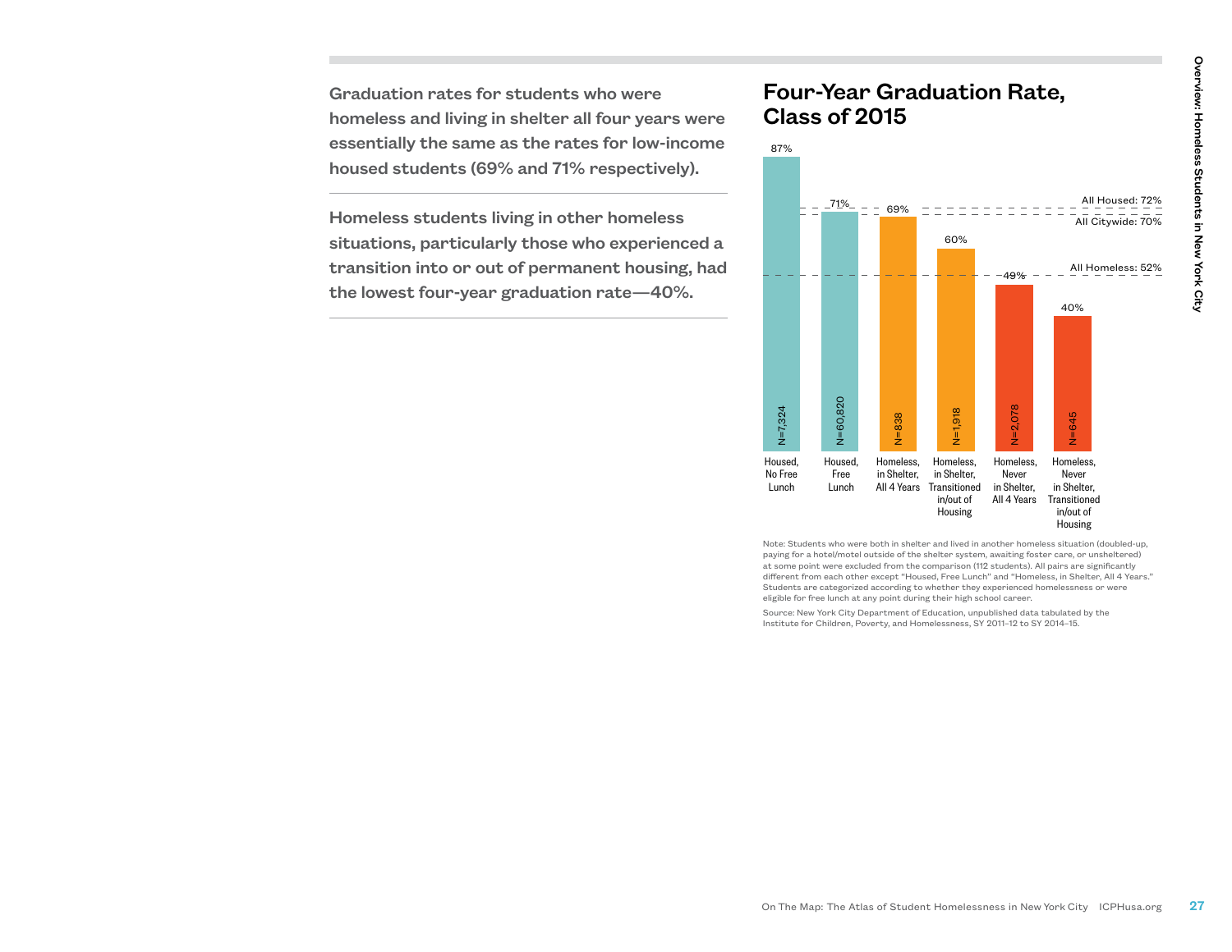**Graduation rates for students who were homeless and living in shelter all four years were essentially the same as the rates for low-income housed students (69% and 71% respectively).**

**Homeless students living in other homeless situations, particularly those who experienced a transition into or out of permanent housing, had the lowest four-year graduation rate—40%.**

## Four-Year Graduation Rate, Class of 2015

87%
N=7,324
Housed, No Free Lunch

71%
N=60,820
Housed, Free Lunch

69%
N=838
Homeless, in Shelter, All 4 Years

60%
N=1,918
Homeless, in Shelter, Transitioned in/out of Housing

49%
N=2,078
Homeless, Never in Shelter, All 4 Years

40%
N=645
Homeless, Never in Shelter, Transitioned in/out of Housing

All Housed: 72%
All Citywide: 70%
All Homeless: 52%

Note: Students who were both in shelter and lived in another homeless situation (doubled-up, paying for a hotel/motel outside of the shelter system, awaiting foster care, or unsheltered) at some point were excluded from the comparison (112 students). All pairs are significantly different from each other except "Housed, Free Lunch" and "Homeless, in Shelter, All 4 Years." Students are categorized according to whether they experienced homelessness or were eligible for free lunch at any point during their high school career.

Source: New York City Department of Education, unpublished data tabulated by the Institute for Children, Poverty, and Homelessness, SY 2011–12 to SY 2014–15.